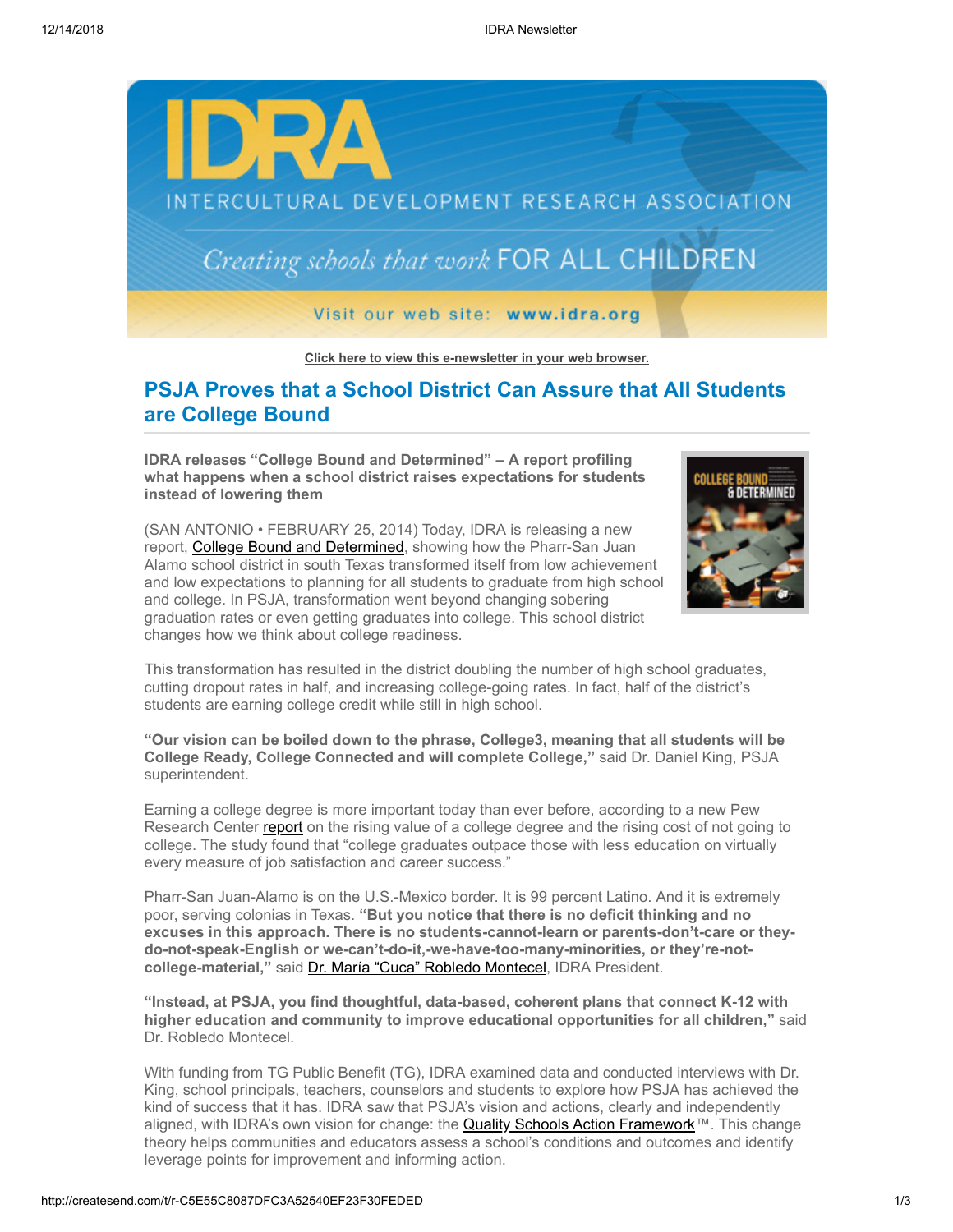Click here to view this e-newsletter in your web browser.

## PSJA Proves that a School District Can Assure that All Students are College Bound

**IDRA releases "College Bound and Determined" – A report profiling what happens when a school district raises expectations for students instead of lowering them**

(SAN ANTONIO • FEBRUARY 25, 2014) Today, IDRA is releasing a new report, College Bound and Determined, showing how the Pharr-San Juan Alamo school district in south Texas transformed itself from low achievement and low expectations to planning for all students to graduate from high school and college. In PSJA, transformation went beyond changing sobering graduation rates or even getting graduates into college. This school district changes how we think about college readiness.

This transformation has resulted in the district doubling the number of high school graduates, cutting dropout rates in half, and increasing college-going rates. In fact, half of the district's students are earning college credit while still in high school.

**"Our vision can be boiled down to the phrase, College3, meaning that all students will be College Ready, College Connected and will complete College,"** said Dr. Daniel King, PSJA superintendent.

Earning a college degree is more important today than ever before, according to a new Pew Research Center report on the rising value of a college degree and the rising cost of not going to college. The study found that "college graduates outpace those with less education on virtually every measure of job satisfaction and career success."

Pharr-San Juan-Alamo is on the U.S.-Mexico border. It is 99 percent Latino. And it is extremely poor, serving colonias in Texas. **"But you notice that there is no deficit thinking and no excuses in this approach. There is no students-cannot-learn or parents-don't-care or they-do-not-speak-English or we-can't-do-it,-we-have-too-many-minorities, or they're-not-college-material,"** said Dr. María "Cuca" Robledo Montecel, IDRA President.

**"Instead, at PSJA, you find thoughtful, data-based, coherent plans that connect K-12 with higher education and community to improve educational opportunities for all children,"** said Dr. Robledo Montecel.

With funding from TG Public Benefit (TG), IDRA examined data and conducted interviews with Dr. King, school principals, teachers, counselors and students to explore how PSJA has achieved the kind of success that it has. IDRA saw that PSJA's vision and actions, clearly and independently aligned, with IDRA's own vision for change: the Quality Schools Action Framework™. This change theory helps communities and educators assess a school's conditions and outcomes and identify leverage points for improvement and informing action.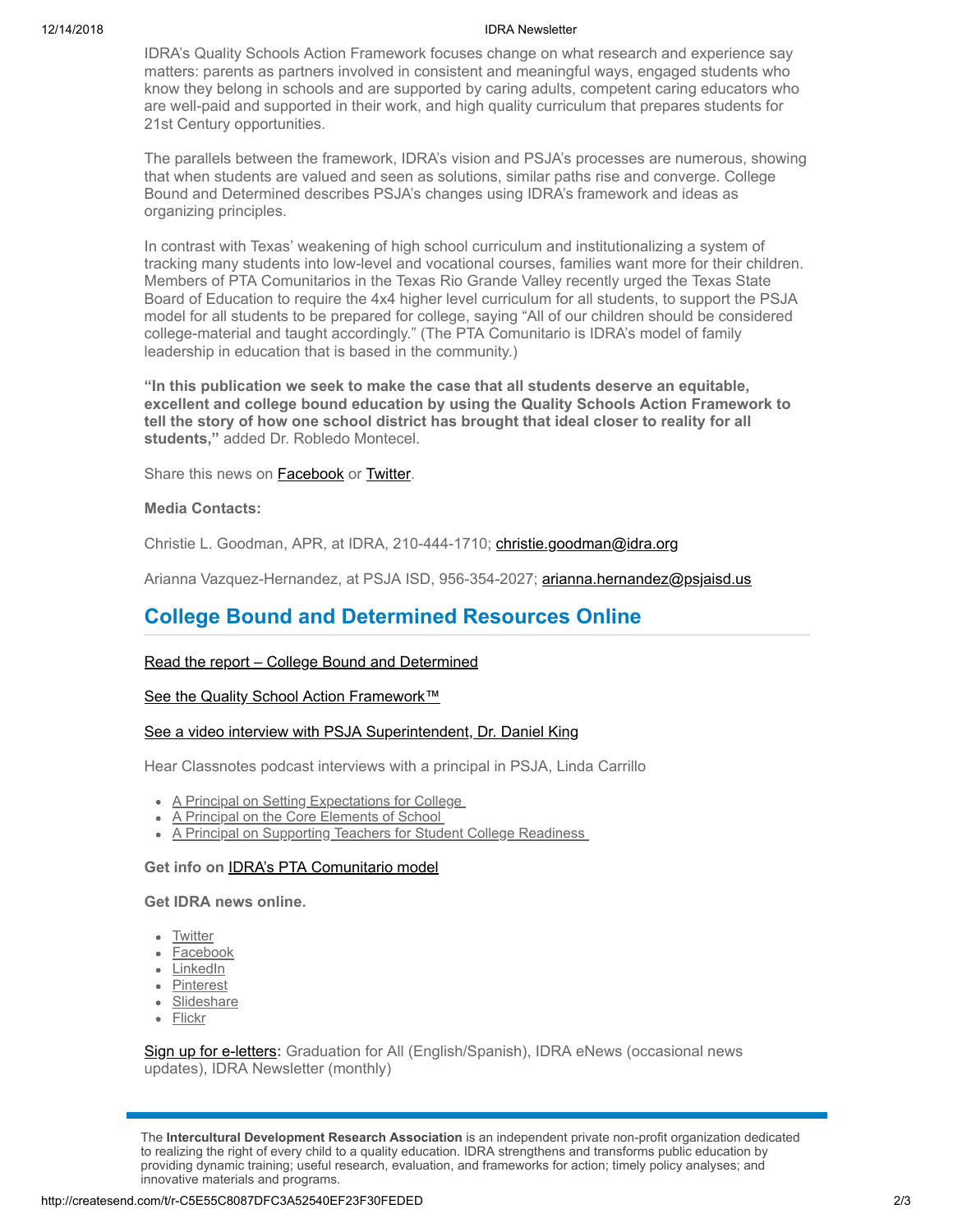IDRA's Quality Schools Action Framework focuses change on what research and experience say matters: parents as partners involved in consistent and meaningful ways, engaged students who know they belong in schools and are supported by caring adults, competent caring educators who are well-paid and supported in their work, and high quality curriculum that prepares students for 21st Century opportunities.

The parallels between the framework, IDRA's vision and PSJA's processes are numerous, showing that when students are valued and seen as solutions, similar paths rise and converge. College Bound and Determined describes PSJA's changes using IDRA's framework and ideas as organizing principles.

In contrast with Texas' weakening of high school curriculum and institutionalizing a system of tracking many students into low-level and vocational courses, families want more for their children. Members of PTA Comunitarios in the Texas Rio Grande Valley recently urged the Texas State Board of Education to require the 4x4 higher level curriculum for all students, to support the PSJA model for all students to be prepared for college, saying "All of our children should be considered college-material and taught accordingly." (The PTA Comunitario is IDRA's model of family leadership in education that is based in the community.)

**"In this publication we seek to make the case that all students deserve an equitable, excellent and college bound education by using the Quality Schools Action Framework to tell the story of how one school district has brought that ideal closer to reality for all students,"** added Dr. Robledo Montecel.

Share this news on Facebook or Twitter.

**Media Contacts:**

Christie L. Goodman, APR, at IDRA, 210-444-1710; christie.goodman@idra.org

Arianna Vazquez-Hernandez, at PSJA ISD, 956-354-2027; arianna.hernandez@psjaisd.us

## College Bound and Determined Resources Online

Read the report – College Bound and Determined

See the Quality School Action Framework™

See a video interview with PSJA Superintendent, Dr. Daniel King

Hear Classnotes podcast interviews with a principal in PSJA, Linda Carrillo

- A Principal on Setting Expectations for College
- A Principal on the Core Elements of School
- A Principal on Supporting Teachers for Student College Readiness

**Get info on** IDRA's PTA Comunitario model

**Get IDRA news online.**

- Twitter
- Facebook
- LinkedIn
- Pinterest
- Slideshare
- Flickr

Sign up for e-letters**:** Graduation for All (English/Spanish), IDRA eNews (occasional news updates), IDRA Newsletter (monthly)

The **Intercultural Development Research Association** is an independent private non-profit organization dedicated to realizing the right of every child to a quality education. IDRA strengthens and transforms public education by providing dynamic training; useful research, evaluation, and frameworks for action; timely policy analyses; and innovative materials and programs.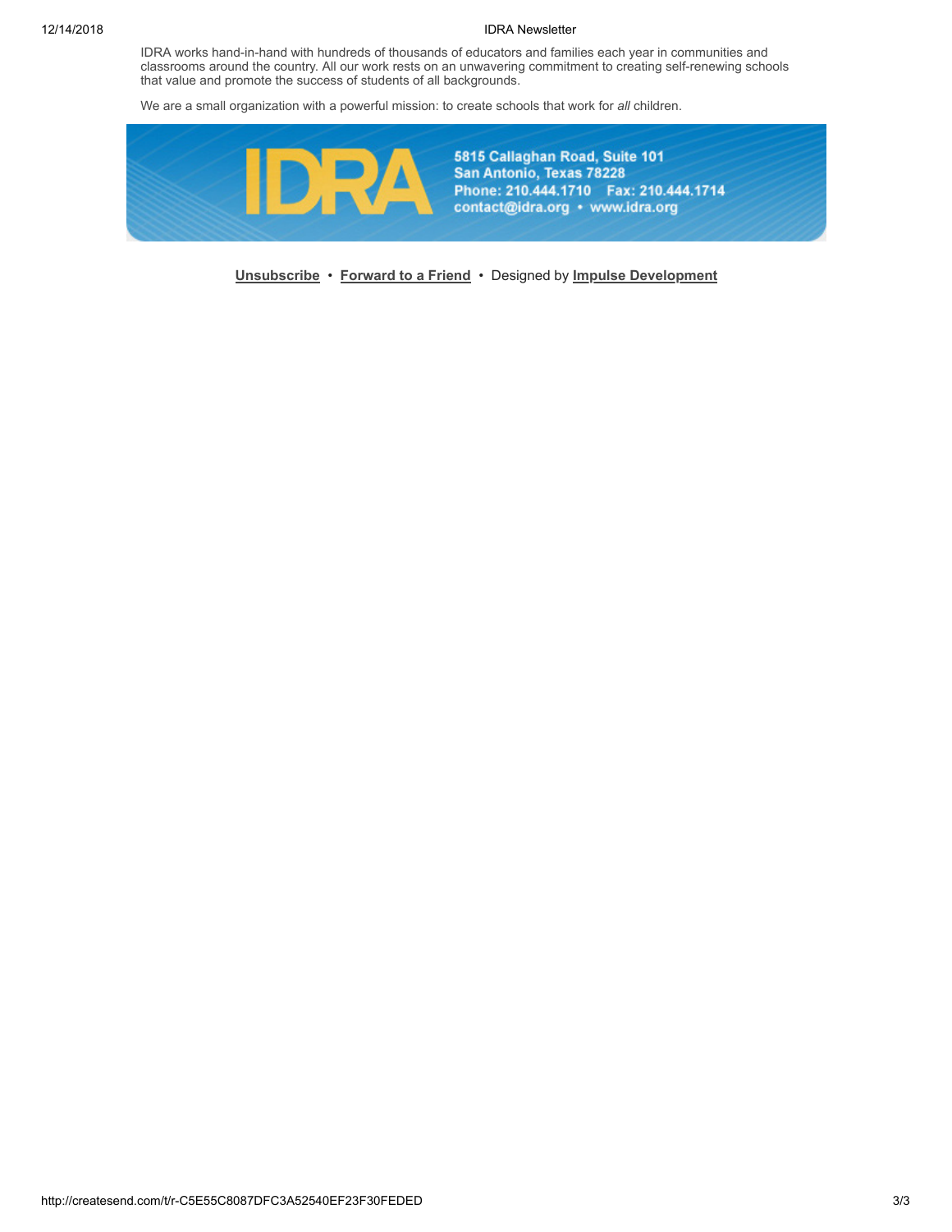IDRA works hand-in-hand with hundreds of thousands of educators and families each year in communities and classrooms around the country. All our work rests on an unwavering commitment to creating self-renewing schools that value and promote the success of students of all backgrounds.

We are a small organization with a powerful mission: to create schools that work for *all* children.

IDRA

5815 Callaghan Road, Suite 101
San Antonio, Texas 78228
Phone: 210.444.1710 Fax: 210.444.1714
contact@idra.org • www.idra.org

**Unsubscribe** • **Forward to a Friend** • Designed by **Impulse Development**